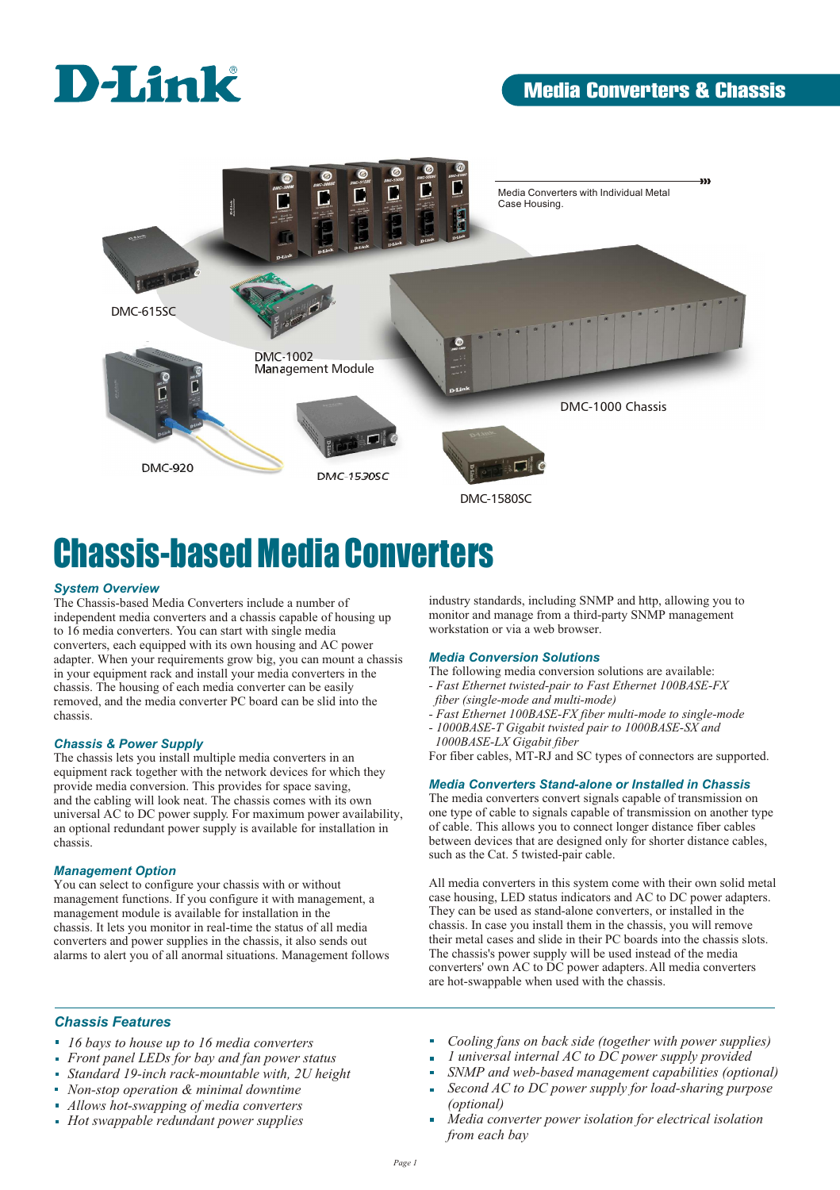D-Link

Media Converters & Chassis

Media Converters with Individual Metal Case Housing.

DMC-615SC

DMC-1002 Management Module

DMC-1000 Chassis

DMC-920

DMC-1530SC

DMC-1580SC

# Chassis-based Media Converters

### System Overview

The Chassis-based Media Converters include a number of independent media converters and a chassis capable of housing up to 16 media converters. You can start with single media converters, each equipped with its own housing and AC power adapter. When your requirements grow big, you can mount a chassis in your equipment rack and install your media converters in the chassis. The housing of each media converter can be easily removed, and the media converter PC board can be slid into the chassis.

### Chassis & Power Supply

The chassis lets you install multiple media converters in an equipment rack together with the network devices for which they provide media conversion. This provides for space saving, and the cabling will look neat. The chassis comes with its own universal AC to DC power supply. For maximum power availability, an optional redundant power supply is available for installation in chassis.

### Management Option

You can select to configure your chassis with or without management functions. If you configure it with management, a management module is available for installation in the chassis. It lets you monitor in real-time the status of all media converters and power supplies in the chassis, it also sends out alarms to alert you of all anormal situations. Management follows industry standards, including SNMP and http, allowing you to monitor and manage from a third-party SNMP management workstation or via a web browser.

### Media Conversion Solutions

The following media conversion solutions are available:

- *Fast Ethernet twisted-pair to Fast Ethernet 100BASE-FX fiber (single-mode and multi-mode)*
- *Fast Ethernet 100BASE-FX fiber multi-mode to single-mode*
- *1000BASE-T Gigabit twisted pair to 1000BASE-SX and 1000BASE-LX Gigabit fiber*

For fiber cables, MT-RJ and SC types of connectors are supported.

### Media Converters Stand-alone or Installed in Chassis

The media converters convert signals capable of transmission on one type of cable to signals capable of transmission on another type of cable. This allows you to connect longer distance fiber cables between devices that are designed only for shorter distance cables, such as the Cat. 5 twisted-pair cable.

All media converters in this system come with their own solid metal case housing, LED status indicators and AC to DC power adapters. They can be used as stand-alone converters, or installed in the chassis. In case you install them in the chassis, you will remove their metal cases and slide in their PC boards into the chassis slots. The chassis's power supply will be used instead of the media converters' own AC to DC power adapters. All media converters are hot-swappable when used with the chassis.

### Chassis Features

- *16 bays to house up to 16 media converters*
- *Front panel LEDs for bay and fan power status*
- *Standard 19-inch rack-mountable with, 2U height*
- *Non-stop operation & minimal downtime*
- *Allows hot-swapping of media converters*
- *Hot swappable redundant power supplies*
- *Cooling fans on back side (together with power supplies)*
- *1 universal internal AC to DC power supply provided*
- *SNMP and web-based management capabilities (optional)*
- *Second AC to DC power supply for load-sharing purpose (optional)*
- *Media converter power isolation for electrical isolation from each bay*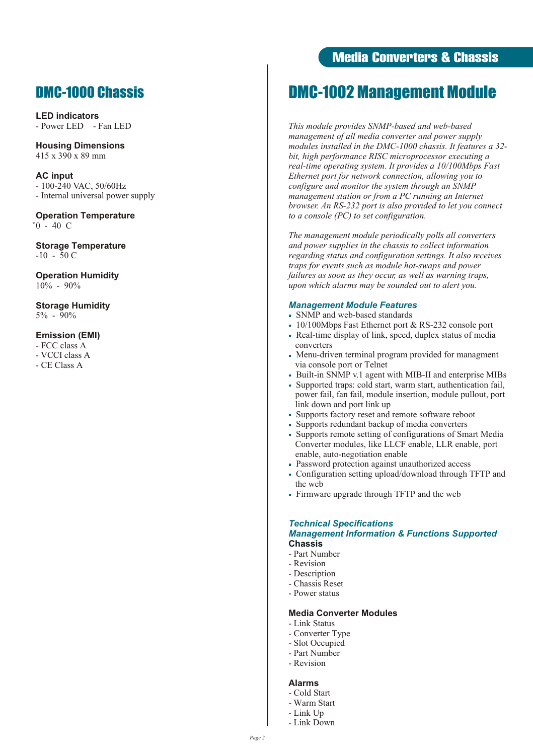## DMC-1000 Chassis

**LED indicators**
- Power LED - Fan LED

**Housing Dimensions**
415 x 390 x 89 mm

**AC input**
- 100-240 VAC, 50/60Hz
- Internal universal power supply

**Operation Temperature**
0 - 40 °C

**Storage Temperature**
-10 - 50 C

**Operation Humidity**
10% - 90%

**Storage Humidity**
5% - 90%

**Emission (EMI)**
- FCC class A
- VCCI class A
- CE Class A

## DMC-1002 Management Module

*This module provides SNMP-based and web-based management of all media converter and power supply modules installed in the DMC-1000 chassis. It features a 32-bit, high performance RISC microprocessor executing a real-time operating system. It provides a 10/100Mbps Fast Ethernet port for network connection, allowing you to configure and monitor the system through an SNMP management station or from a PC running an Internet browser. An RS-232 port is also provided to let you connect to a console (PC) to set configuration.*

*The management module periodically polls all converters and power supplies in the chassis to collect information regarding status and configuration settings. It also receives traps for events such as module hot-swaps and power failures as soon as they occur, as well as warning traps, upon which alarms may be sounded out to alert you.*

### *Management Module Features*

- SNMP and web-based standards
- 10/100Mbps Fast Ethernet port & RS-232 console port
- Real-time display of link, speed, duplex status of media converters
- Menu-driven terminal program provided for managment via console port or Telnet
- Built-in SNMP v.1 agent with MIB-II and enterprise MIBs
- Supported traps: cold start, warm start, authentication fail, power fail, fan fail, module insertion, module pullout, port link down and port link up
- Supports factory reset and remote software reboot
- Supports redundant backup of media converters
- Supports remote setting of configurations of Smart Media Converter modules, like LLCF enable, LLR enable, port enable, auto-negotiation enable
- Password protection against unauthorized access
- Configuration setting upload/download through TFTP and the web
- Firmware upgrade through TFTP and the web

### *Technical Specifications*

### *Management Information & Functions Supported*

**Chassis**
- Part Number
- Revision
- Description
- Chassis Reset
- Power status

**Media Converter Modules**
- Link Status
- Converter Type
- Slot Occupied
- Part Number
- Revision

**Alarms**
- Cold Start
- Warm Start
- Link Up
- Link Down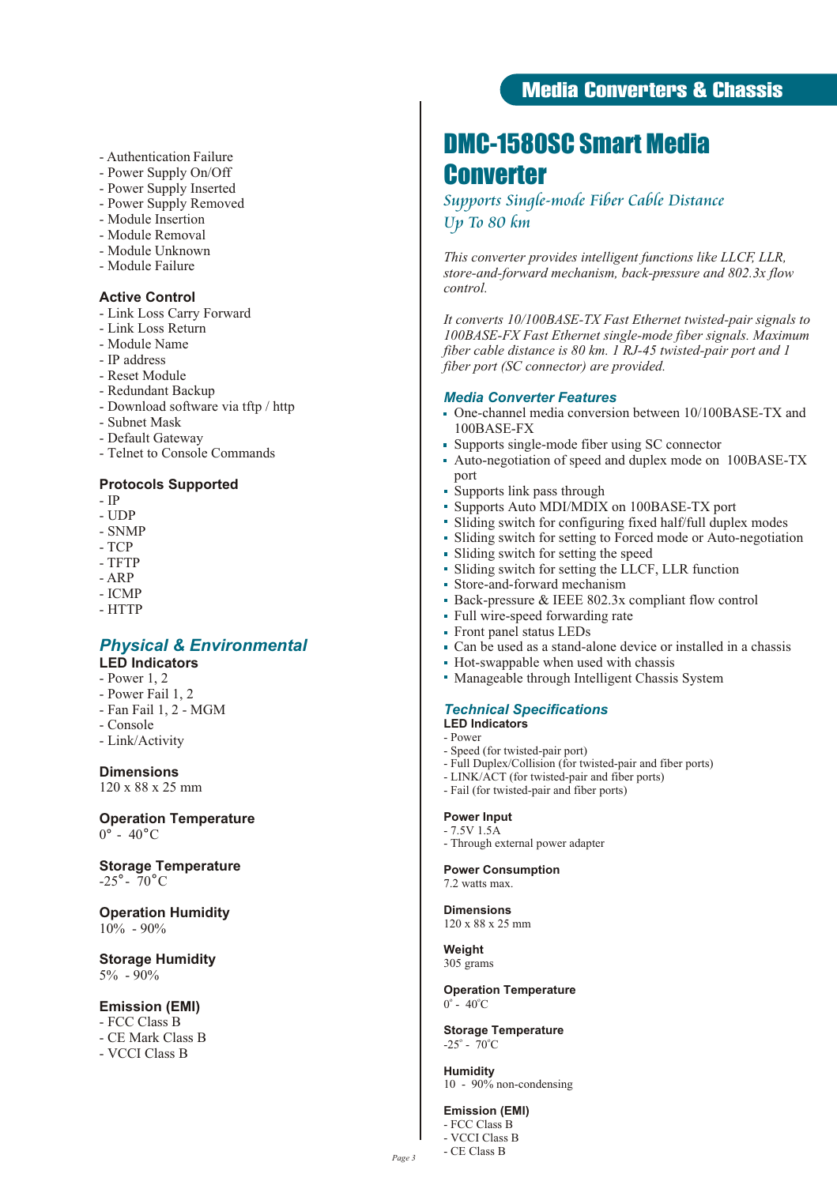- Authentication Failure
- Power Supply On/Off
- Power Supply Inserted
- Power Supply Removed
- Module Insertion
- Module Removal
- Module Unknown
- Module Failure

**Active Control**
- Link Loss Carry Forward
- Link Loss Return
- Module Name
- IP address
- Reset Module
- Redundant Backup
- Download software via tftp / http
- Subnet Mask
- Default Gateway
- Telnet to Console Commands

**Protocols Supported**
- IP
- UDP
- SNMP
- TCP
- TFTP
- ARP
- ICMP
- HTTP

## *Physical & Environmental*

**LED Indicators**
- Power 1, 2
- Power Fail 1, 2
- Fan Fail 1, 2 - MGM
- Console
- Link/Activity

**Dimensions**
120 x 88 x 25 mm

**Operation Temperature**
0° - 40°C

**Storage Temperature**
-25° - 70°C

**Operation Humidity**
10% - 90%

**Storage Humidity**
5% - 90%

**Emission (EMI)**
- FCC Class B
- CE Mark Class B
- VCCI Class B

# DMC-1580SC Smart Media Converter

*Supports Single-mode Fiber Cable Distance Up To 80 km*

*This converter provides intelligent functions like LLCF, LLR, store-and-forward mechanism, back-pressure and 802.3x flow control.*

*It converts 10/100BASE-TX Fast Ethernet twisted-pair signals to 100BASE-FX Fast Ethernet single-mode fiber signals. Maximum fiber cable distance is 80 km. 1 RJ-45 twisted-pair port and 1 fiber port (SC connector) are provided.*

## *Media Converter Features*

- One-channel media conversion between 10/100BASE-TX and 100BASE-FX
- Supports single-mode fiber using SC connector
- Auto-negotiation of speed and duplex mode on 100BASE-TX port
- Supports link pass through
- Supports Auto MDI/MDIX on 100BASE-TX port
- Sliding switch for configuring fixed half/full duplex modes
- Sliding switch for setting to Forced mode or Auto-negotiation
- Sliding switch for setting the speed
- Sliding switch for setting the LLCF, LLR function
- Store-and-forward mechanism
- Back-pressure & IEEE 802.3x compliant flow control
- Full wire-speed forwarding rate
- Front panel status LEDs
- Can be used as a stand-alone device or installed in a chassis
- Hot-swappable when used with chassis
- Manageable through Intelligent Chassis System

## *Technical Specifications*

**LED Indicators**
- Power
- Speed (for twisted-pair port)
- Full Duplex/Collision (for twisted-pair and fiber ports)
- LINK/ACT (for twisted-pair and fiber ports)
- Fail (for twisted-pair and fiber ports)

**Power Input**
- 7.5V 1.5A
- Through external power adapter

**Power Consumption**
7.2 watts max.

**Dimensions**
120 x 88 x 25 mm

**Weight**
305 grams

**Operation Temperature**
0° - 40°C

**Storage Temperature**
-25° - 70°C

**Humidity**
10 - 90% non-condensing

**Emission (EMI)**
- FCC Class B
- VCCI Class B
- CE Class B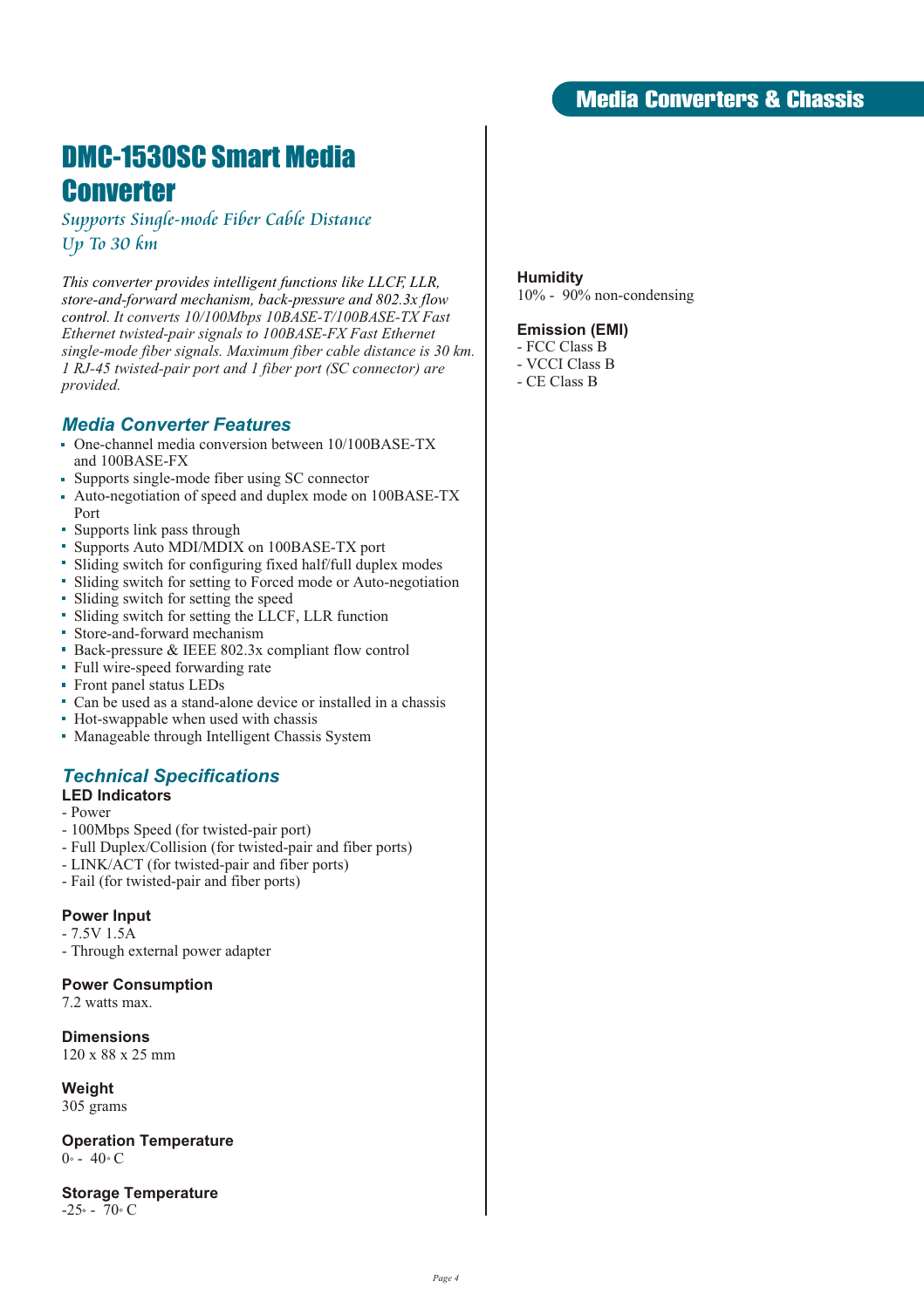# DMC-1530SC Smart Media Converter

*Supports Single-mode Fiber Cable Distance Up To 30 km*

*This converter provides intelligent functions like LLCF, LLR, store-and-forward mechanism, back-pressure and 802.3x flow control. It converts 10/100Mbps 10BASE-T/100BASE-TX Fast Ethernet twisted-pair signals to 100BASE-FX Fast Ethernet single-mode fiber signals. Maximum fiber cable distance is 30 km. 1 RJ-45 twisted-pair port and 1 fiber port (SC connector) are provided.*

## Media Converter Features

- One-channel media conversion between 10/100BASE-TX and 100BASE-FX
- Supports single-mode fiber using SC connector
- Auto-negotiation of speed and duplex mode on 100BASE-TX Port
- Supports link pass through
- Supports Auto MDI/MDIX on 100BASE-TX port
- Sliding switch for configuring fixed half/full duplex modes
- Sliding switch for setting to Forced mode or Auto-negotiation
- Sliding switch for setting the speed
- Sliding switch for setting the LLCF, LLR function
- Store-and-forward mechanism
- Back-pressure & IEEE 802.3x compliant flow control
- Full wire-speed forwarding rate
- Front panel status LEDs
- Can be used as a stand-alone device or installed in a chassis
- Hot-swappable when used with chassis
- Manageable through Intelligent Chassis System

## Technical Specifications

### LED Indicators

- Power
- 100Mbps Speed (for twisted-pair port)
- Full Duplex/Collision (for twisted-pair and fiber ports)
- LINK/ACT (for twisted-pair and fiber ports)
- Fail (for twisted-pair and fiber ports)

### Power Input

- 7.5V 1.5A
- Through external power adapter

### Power Consumption

7.2 watts max.

### Dimensions

120 x 88 x 25 mm

### Weight

305 grams

### Operation Temperature

0° - 40° C

### Storage Temperature

-25° - 70° C

### Humidity

10% - 90% non-condensing

### Emission (EMI)

- FCC Class B
- VCCI Class B
- CE Class B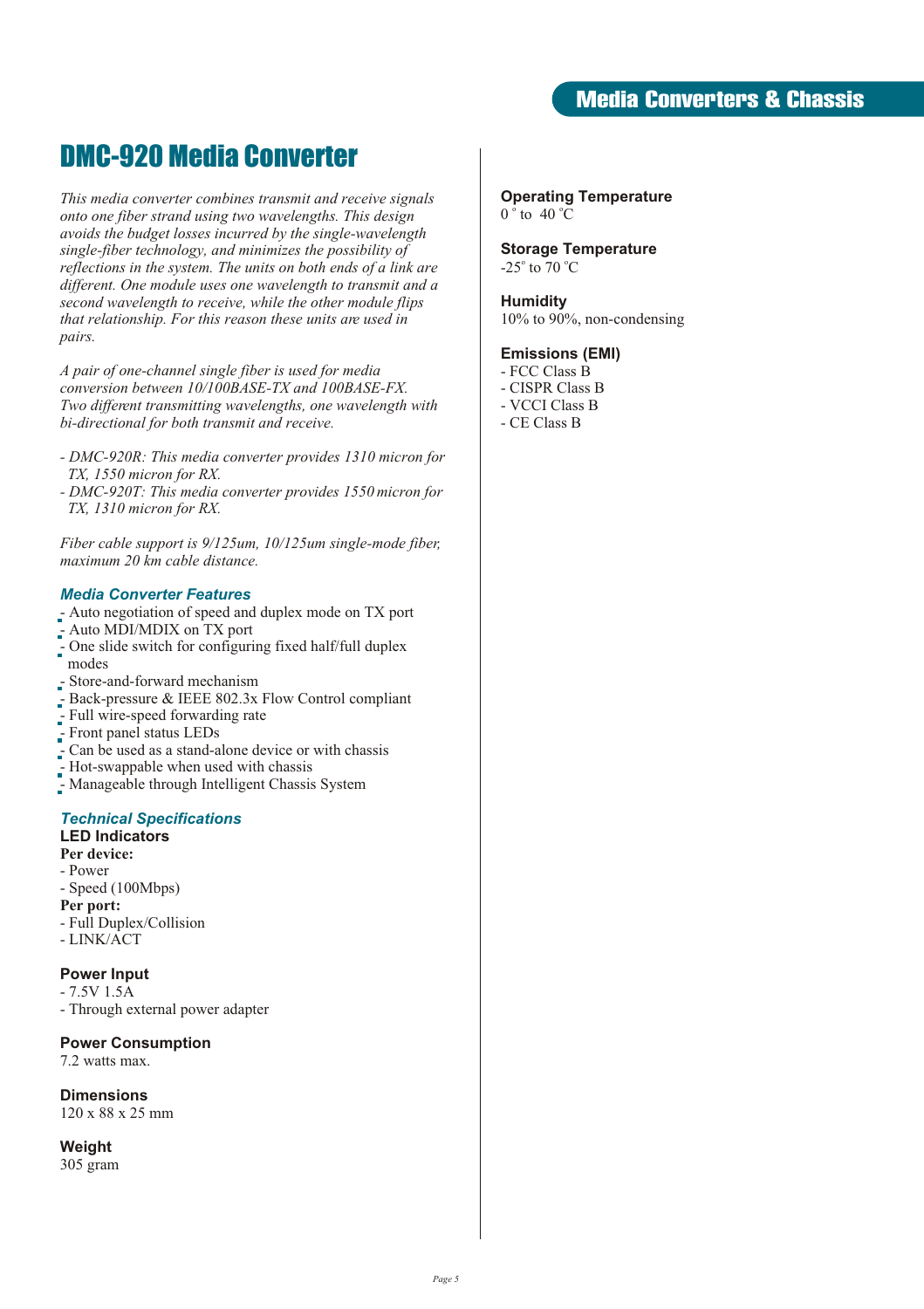# DMC-920 Media Converter

*This media converter combines transmit and receive signals onto one fiber strand using two wavelengths. This design avoids the budget losses incurred by the single-wavelength single-fiber technology, and minimizes the possibility of reflections in the system. The units on both ends of a link are different. One module uses one wavelength to transmit and a second wavelength to receive, while the other module flips that relationship. For this reason these units are used in pairs.*

*A pair of one-channel single fiber is used for media conversion between 10/100BASE-TX and 100BASE-FX. Two different transmitting wavelengths, one wavelength with bi-directional for both transmit and receive.*

- *DMC-920R: This media converter provides 1310 micron for TX, 1550 micron for RX.*
- *DMC-920T: This media converter provides 1550 micron for TX, 1310 micron for RX.*

*Fiber cable support is 9/125um, 10/125um single-mode fiber, maximum 20 km cable distance.*

### *Media Converter Features*

- Auto negotiation of speed and duplex mode on TX port
- Auto MDI/MDIX on TX port
- One slide switch for configuring fixed half/full duplex modes
- Store-and-forward mechanism
- Back-pressure & IEEE 802.3x Flow Control compliant
- Full wire-speed forwarding rate
- Front panel status LEDs
- Can be used as a stand-alone device or with chassis
- Hot-swappable when used with chassis
- Manageable through Intelligent Chassis System

### *Technical Specifications*

**LED Indicators**

**Per device:**
- Power
- Speed (100Mbps)

**Per port:**
- Full Duplex/Collision
- LINK/ACT

**Power Input**
- 7.5V 1.5A
- Through external power adapter

**Power Consumption**
7.2 watts max.

**Dimensions**
120 x 88 x 25 mm

**Weight**
305 gram

**Operating Temperature**
0 °to 40 °C

**Storage Temperature**
-25° to 70 °C

**Humidity**
10% to 90%, non-condensing

**Emissions (EMI)**
- FCC Class B
- CISPR Class B
- VCCI Class B
- CE Class B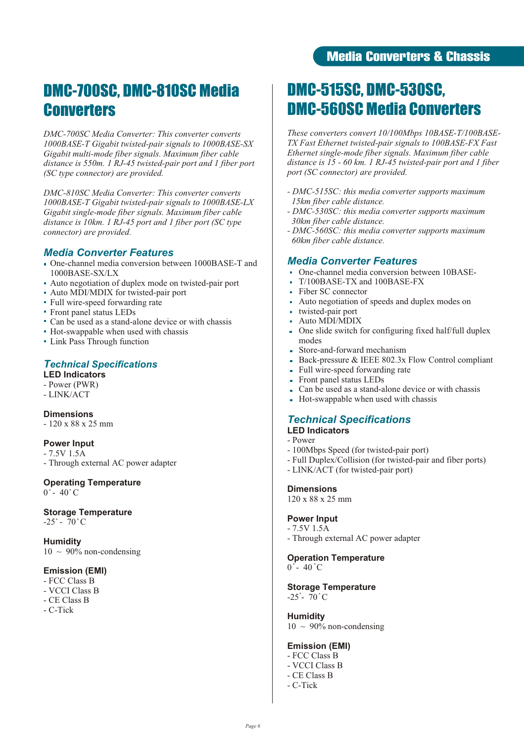# DMC-700SC, DMC-810SC Media Converters

*DMC-700SC Media Converter: This converter converts 1000BASE-T Gigabit twisted-pair signals to 1000BASE-SX Gigabit multi-mode fiber signals. Maximum fiber cable distance is 550m. 1 RJ-45 twisted-pair port and 1 fiber port (SC type connector) are provided.*

*DMC-810SC Media Converter: This converter converts 1000BASE-T Gigabit twisted-pair signals to 1000BASE-LX Gigabit single-mode fiber signals. Maximum fiber cable distance is 10km. 1 RJ-45 port and 1 fiber port (SC type connector) are provided.*

## Media Converter Features

- One-channel media conversion between 1000BASE-T and 1000BASE-SX/LX
- Auto negotiation of duplex mode on twisted-pair port
- Auto MDI/MDIX for twisted-pair port
- Full wire-speed forwarding rate
- Front panel status LEDs
- Can be used as a stand-alone device or with chassis
- Hot-swappable when used with chassis
- Link Pass Through function

## Technical Specifications

**LED Indicators**
- Power (PWR)
- LINK/ACT

**Dimensions**
- 120 x 88 x 25 mm

**Power Input**
- 7.5V 1.5A
- Through external AC power adapter

**Operating Temperature**
0˚ - 40˚C

**Storage Temperature**
-25˚ - 70˚C

**Humidity**
10 ~ 90% non-condensing

**Emission (EMI)**
- FCC Class B
- VCCI Class B
- CE Class B
- C-Tick

# DMC-515SC, DMC-530SC, DMC-560SC Media Converters

*These converters convert 10/100Mbps 10BASE-T/100BASE-TX Fast Ethernet twisted-pair signals to 100BASE-FX Fast Ethernet single-mode fiber signals. Maximum fiber cable distance is 15 - 60 km. 1 RJ-45 twisted-pair port and 1 fiber port (SC connector) are provided.*

*- DMC-515SC: this media converter supports maximum 15km fiber cable distance.*
*- DMC-530SC: this media converter supports maximum 30km fiber cable distance.*
*- DMC-560SC: this media converter supports maximum 60km fiber cable distance.*

## Media Converter Features

- One-channel media conversion between 10BASE-T/100BASE-TX and 100BASE-FX
- Fiber SC connector
- Auto negotiation of speeds and duplex modes on twisted-pair port
- Auto MDI/MDIX
- One slide switch for configuring fixed half/full duplex modes
- Store-and-forward mechanism
- Back-pressure & IEEE 802.3x Flow Control compliant
- Full wire-speed forwarding rate
- Front panel status LEDs
- Can be used as a stand-alone device or with chassis
- Hot-swappable when used with chassis

## Technical Specifications

**LED Indicators**
- Power
- 100Mbps Speed (for twisted-pair port)
- Full Duplex/Collision (for twisted-pair and fiber ports)
- LINK/ACT (for twisted-pair port)

**Dimensions**
120 x 88 x 25 mm

**Power Input**
- 7.5V 1.5A
- Through external AC power adapter

**Operation Temperature**
0˚ - 40˚C

**Storage Temperature**
-25˚ - 70˚C

**Humidity**
10 ~ 90% non-condensing

**Emission (EMI)**
- FCC Class B
- VCCI Class B
- CE Class B
- C-Tick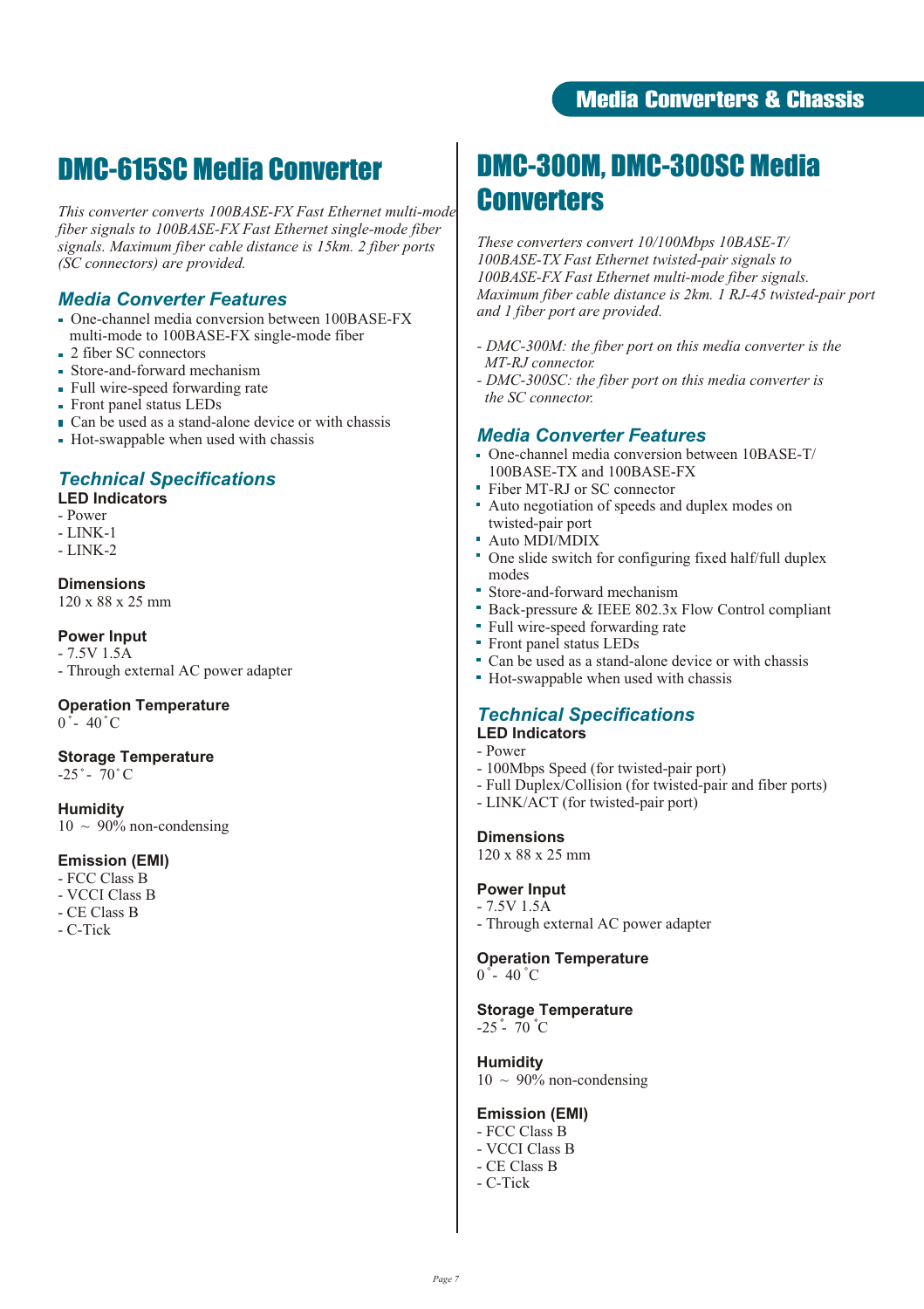# DMC-615SC Media Converter

*This converter converts 100BASE-FX Fast Ethernet multi-mode fiber signals to 100BASE-FX Fast Ethernet single-mode fiber signals. Maximum fiber cable distance is 15km. 2 fiber ports (SC connectors) are provided.*

## Media Converter Features

- One-channel media conversion between 100BASE-FX multi-mode to 100BASE-FX single-mode fiber
- 2 fiber SC connectors
- Store-and-forward mechanism
- Full wire-speed forwarding rate
- Front panel status LEDs
- Can be used as a stand-alone device or with chassis
- Hot-swappable when used with chassis

## Technical Specifications

**LED Indicators**
- Power
- LINK-1
- LINK-2

**Dimensions**
120 x 88 x 25 mm

**Power Input**
- 7.5V 1.5A
- Through external AC power adapter

**Operation Temperature**
0˚- 40˚C

**Storage Temperature**
-25˚- 70˚C

**Humidity**
10 ~ 90% non-condensing

**Emission (EMI)**
- FCC Class B
- VCCI Class B
- CE Class B
- C-Tick

# DMC-300M, DMC-300SC Media Converters

*These converters convert 10/100Mbps 10BASE-T/100BASE-TX Fast Ethernet twisted-pair signals to 100BASE-FX Fast Ethernet multi-mode fiber signals. Maximum fiber cable distance is 2km. 1 RJ-45 twisted-pair port and 1 fiber port are provided.*

*- DMC-300M: the fiber port on this media converter is the MT-RJ connector.*
*- DMC-300SC: the fiber port on this media converter is the SC connector.*

## Media Converter Features

- One-channel media conversion between 10BASE-T/100BASE-TX and 100BASE-FX
- Fiber MT-RJ or SC connector
- Auto negotiation of speeds and duplex modes on twisted-pair port
- Auto MDI/MDIX
- One slide switch for configuring fixed half/full duplex modes
- Store-and-forward mechanism
- Back-pressure & IEEE 802.3x Flow Control compliant
- Full wire-speed forwarding rate
- Front panel status LEDs
- Can be used as a stand-alone device or with chassis
- Hot-swappable when used with chassis

## Technical Specifications

**LED Indicators**
- Power
- 100Mbps Speed (for twisted-pair port)
- Full Duplex/Collision (for twisted-pair and fiber ports)
- LINK/ACT (for twisted-pair port)

**Dimensions**
120 x 88 x 25 mm

**Power Input**
- 7.5V 1.5A
- Through external AC power adapter

**Operation Temperature**
0˚- 40˚C

**Storage Temperature**
-25˚- 70˚C

**Humidity**
10 ~ 90% non-condensing

**Emission (EMI)**
- FCC Class B
- VCCI Class B
- CE Class B
- C-Tick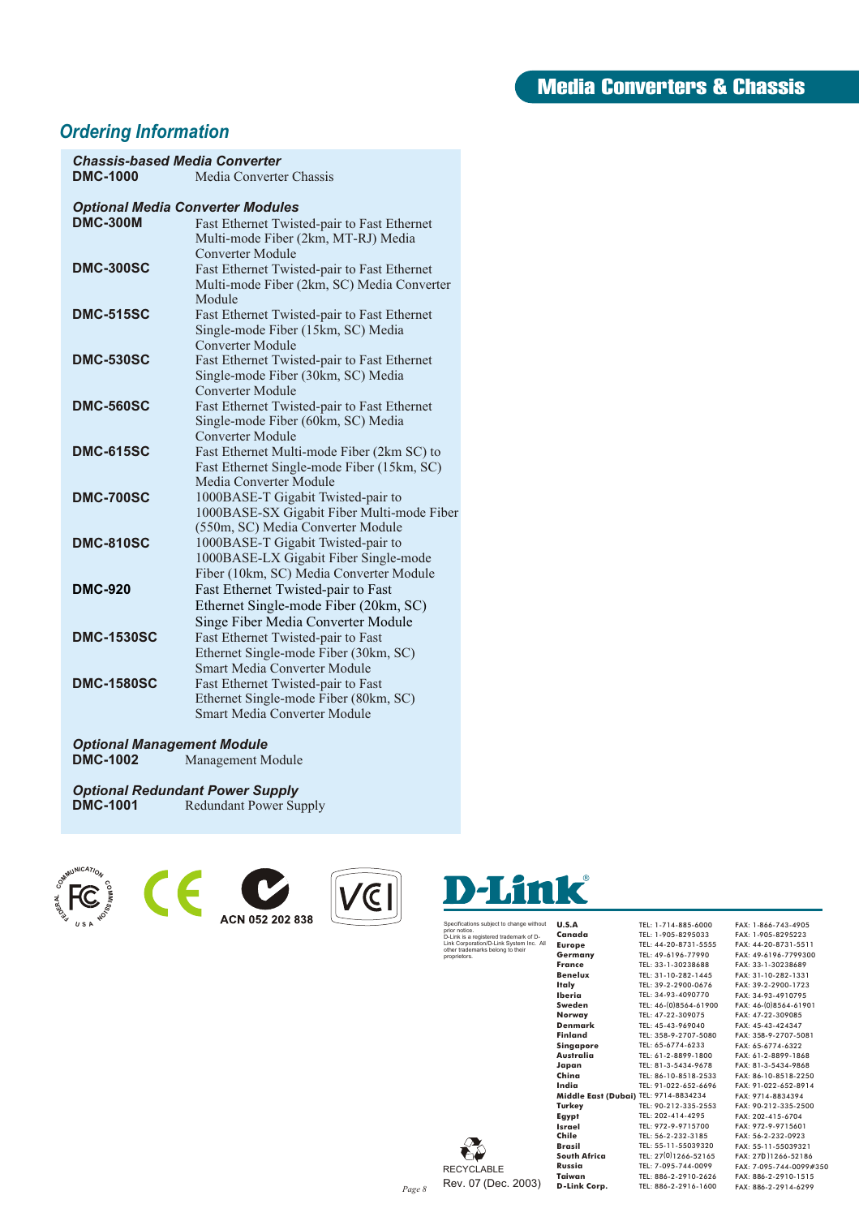# Media Converters & Chassis

## Ordering Information

### Chassis-based Media Converter

| | |
|---|---|
| **DMC-1000** | Media Converter Chassis |

### Optional Media Converter Modules

| | |
|---|---|
| **DMC-300M** | Fast Ethernet Twisted-pair to Fast Ethernet Multi-mode Fiber (2km, MT-RJ) Media Converter Module |
| **DMC-300SC** | Fast Ethernet Twisted-pair to Fast Ethernet Multi-mode Fiber (2km, SC) Media Converter Module |
| **DMC-515SC** | Fast Ethernet Twisted-pair to Fast Ethernet Single-mode Fiber (15km, SC) Media Converter Module |
| **DMC-530SC** | Fast Ethernet Twisted-pair to Fast Ethernet Single-mode Fiber (30km, SC) Media Converter Module |
| **DMC-560SC** | Fast Ethernet Twisted-pair to Fast Ethernet Single-mode Fiber (60km, SC) Media Converter Module |
| **DMC-615SC** | Fast Ethernet Multi-mode Fiber (2km SC) to Fast Ethernet Single-mode Fiber (15km, SC) Media Converter Module |
| **DMC-700SC** | 1000BASE-T Gigabit Twisted-pair to 1000BASE-SX Gigabit Fiber Multi-mode Fiber (550m, SC) Media Converter Module |
| **DMC-810SC** | 1000BASE-T Gigabit Twisted-pair to 1000BASE-LX Gigabit Fiber Single-mode Fiber (10km, SC) Media Converter Module |
| **DMC-920** | Fast Ethernet Twisted-pair to Fast Ethernet Single-mode Fiber (20km, SC) Singe Fiber Media Converter Module |
| **DMC-1530SC** | Fast Ethernet Twisted-pair to Fast Ethernet Single-mode Fiber (30km, SC) Smart Media Converter Module |
| **DMC-1580SC** | Fast Ethernet Twisted-pair to Fast Ethernet Single-mode Fiber (80km, SC) Smart Media Converter Module |

### Optional Management Module

| | |
|---|---|
| **DMC-1002** | Management Module |

### Optional Redundant Power Supply

| | |
|---|---|
| **DMC-1001** | Redundant Power Supply |

ACN 052 202 838

D-Link®

Specifications subject to change without prior notice.
D-Link is a registered trademark of D-Link Corporation/D-Link System Inc. All other trademarks belong to their proprietors.

| | | |
|---|---|---|
| **U.S.A** | TEL: 1-714-885-6000 | FAX: 1-866-743-4905 |
| **Canada** | TEL: 1-905-8295033 | FAX: 1-905-8295223 |
| **Europe** | TEL: 44-20-8731-5555 | FAX: 44-20-8731-5511 |
| **Germany** | TEL: 49-6196-77990 | FAX: 49-6196-7799300 |
| **France** | TEL: 33-1-30238688 | FAX: 33-1-30238689 |
| **Benelux** | TEL: 31-10-282-1445 | FAX: 31-10-282-1331 |
| **Italy** | TEL: 39-2-2900-0676 | FAX: 39-2-2900-1723 |
| **Iberia** | TEL: 34-93-4090770 | FAX: 34-93-4910795 |
| **Sweden** | TEL: 46-(0)8564-61900 | FAX: 46-(0)8564-61901 |
| **Norway** | TEL: 47-22-309075 | FAX: 47-22-309085 |
| **Denmark** | TEL: 45-43-969040 | FAX: 45-43-424347 |
| **Finland** | TEL: 358-9-2707-5080 | FAX: 358-9-2707-5081 |
| **Singapore** | TEL: 65-6774-6233 | FAX: 65-6774-6322 |
| **Australia** | TEL: 61-2-8899-1800 | FAX: 61-2-8899-1868 |
| **Japan** | TEL: 81-3-5434-9678 | FAX: 81-3-5434-9868 |
| **China** | TEL: 86-10-8518-2533 | FAX: 86-10-8518-2250 |
| **India** | TEL: 91-022-652-6696 | FAX: 91-022-652-8914 |
| **Middle East (Dubai)** | TEL: 9714-8834234 | FAX: 9714-8834394 |
| **Turkey** | TEL: 90-212-335-2553 | FAX: 90-212-335-2500 |
| **Egypt** | TEL: 202-414-4295 | FAX: 202-415-6704 |
| **Israel** | TEL: 972-9-9715700 | FAX: 972-9-9715601 |
| **Chile** | TEL: 56-2-232-3185 | FAX: 56-2-232-0923 |
| **Brasil** | TEL: 55-11-55039320 | FAX: 55-11-55039321 |
| **South Africa** | TEL: 27(0)1266-52165 | FAX: 27(0)1266-52186 |
| **Russia** | TEL: 7-095-744-0099 | FAX: 7-095-744-0099#350 |
| **Taiwan** | TEL: 886-2-2910-2626 | FAX: 886-2-2910-1515 |
| **D-Link Corp.** | TEL: 886-2-2916-1600 | FAX: 886-2-2914-6299 |

RECYCLABLE

Rev. 07 (Dec. 2003)